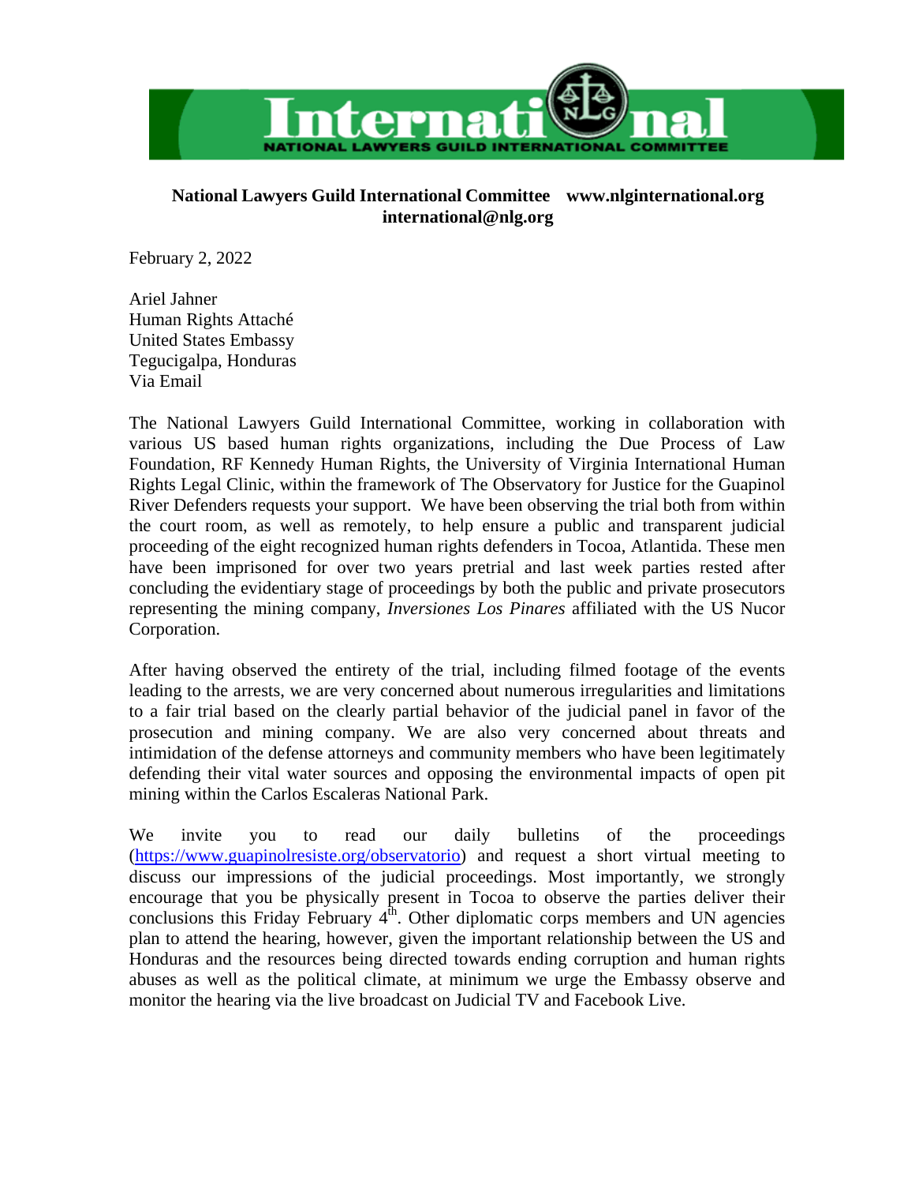# International

NATIONAL LAWYERS GUILD INTERNATIONAL COMMITTEE

**National Lawyers Guild International Committee www.nlginternational.org international@nlg.org**

February 2, 2022

Ariel Jahner
Human Rights Attaché
United States Embassy
Tegucigalpa, Honduras
Via Email

The National Lawyers Guild International Committee, working in collaboration with various US based human rights organizations, including the Due Process of Law Foundation, RF Kennedy Human Rights, the University of Virginia International Human Rights Legal Clinic, within the framework of The Observatory for Justice for the Guapinol River Defenders requests your support. We have been observing the trial both from within the court room, as well as remotely, to help ensure a public and transparent judicial proceeding of the eight recognized human rights defenders in Tocoa, Atlantida. These men have been imprisoned for over two years pretrial and last week parties rested after concluding the evidentiary stage of proceedings by both the public and private prosecutors representing the mining company, *Inversiones Los Pinares* affiliated with the US Nucor Corporation.

After having observed the entirety of the trial, including filmed footage of the events leading to the arrests, we are very concerned about numerous irregularities and limitations to a fair trial based on the clearly partial behavior of the judicial panel in favor of the prosecution and mining company. We are also very concerned about threats and intimidation of the defense attorneys and community members who have been legitimately defending their vital water sources and opposing the environmental impacts of open pit mining within the Carlos Escaleras National Park.

We invite you to read our daily bulletins of the proceedings ([https://www.guapinolresiste.org/observatorio](https://www.guapinolresiste.org/observatorio)) and request a short virtual meeting to discuss our impressions of the judicial proceedings. Most importantly, we strongly encourage that you be physically present in Tocoa to observe the parties deliver their conclusions this Friday February 4th. Other diplomatic corps members and UN agencies plan to attend the hearing, however, given the important relationship between the US and Honduras and the resources being directed towards ending corruption and human rights abuses as well as the political climate, at minimum we urge the Embassy observe and monitor the hearing via the live broadcast on Judicial TV and Facebook Live.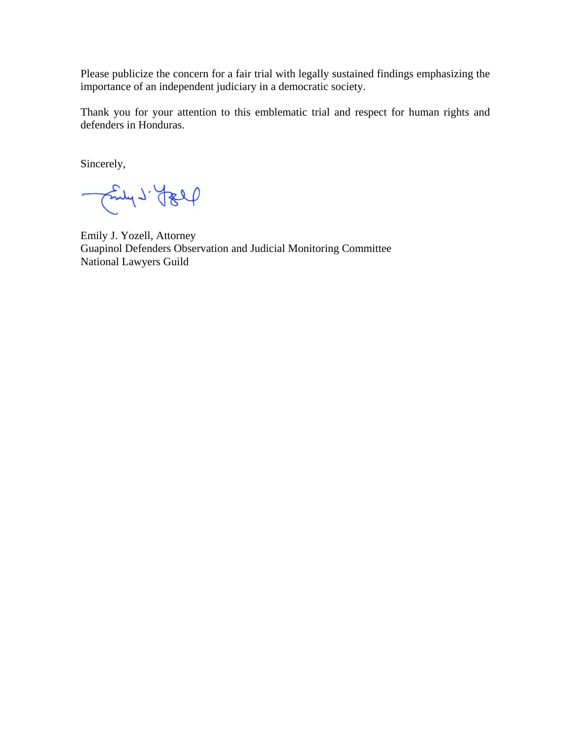Please publicize the concern for a fair trial with legally sustained findings emphasizing the importance of an independent judiciary in a democratic society.

Thank you for your attention to this emblematic trial and respect for human rights and defenders in Honduras.

Sincerely,

Emily J. Yozell, Attorney
Guapinol Defenders Observation and Judicial Monitoring Committee
National Lawyers Guild